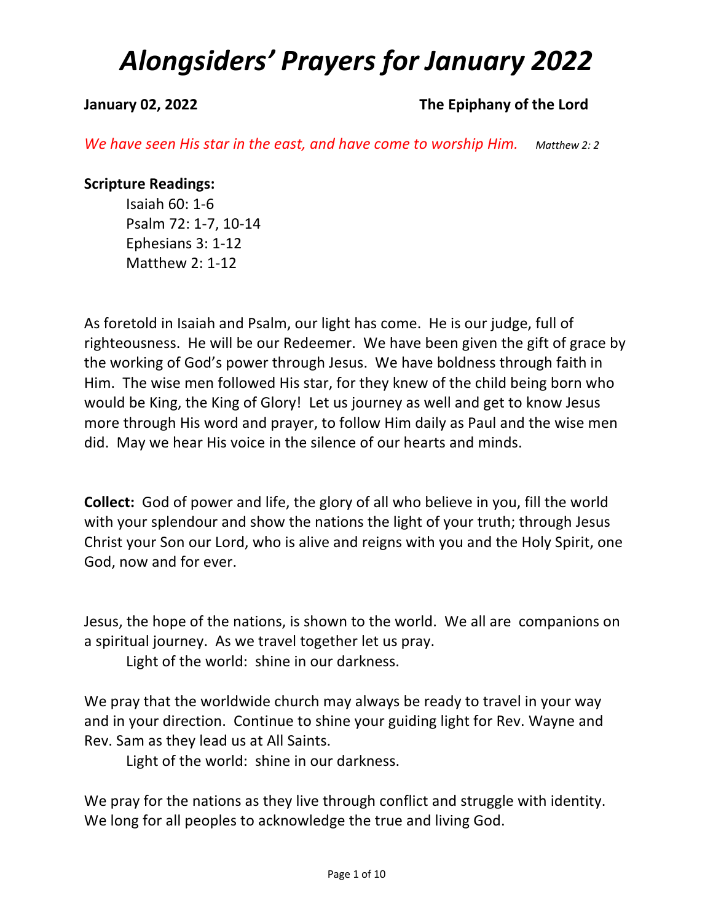# *Alongsiders' Prayers for January 2022*

**January 02, 2022** **The Epiphany of the Lord**

*We have seen His star in the east, and have come to worship Him.* *Matthew 2: 2*

**Scripture Readings:**

Isaiah 60: 1-6
Psalm 72: 1-7, 10-14
Ephesians 3: 1-12
Matthew 2: 1-12

As foretold in Isaiah and Psalm, our light has come. He is our judge, full of righteousness. He will be our Redeemer. We have been given the gift of grace by the working of God's power through Jesus. We have boldness through faith in Him. The wise men followed His star, for they knew of the child being born who would be King, the King of Glory! Let us journey as well and get to know Jesus more through His word and prayer, to follow Him daily as Paul and the wise men did. May we hear His voice in the silence of our hearts and minds.

**Collect:** God of power and life, the glory of all who believe in you, fill the world with your splendour and show the nations the light of your truth; through Jesus Christ your Son our Lord, who is alive and reigns with you and the Holy Spirit, one God, now and for ever.

Jesus, the hope of the nations, is shown to the world. We all are companions on a spiritual journey. As we travel together let us pray.

Light of the world: shine in our darkness.

We pray that the worldwide church may always be ready to travel in your way and in your direction. Continue to shine your guiding light for Rev. Wayne and Rev. Sam as they lead us at All Saints.

Light of the world: shine in our darkness.

We pray for the nations as they live through conflict and struggle with identity. We long for all peoples to acknowledge the true and living God.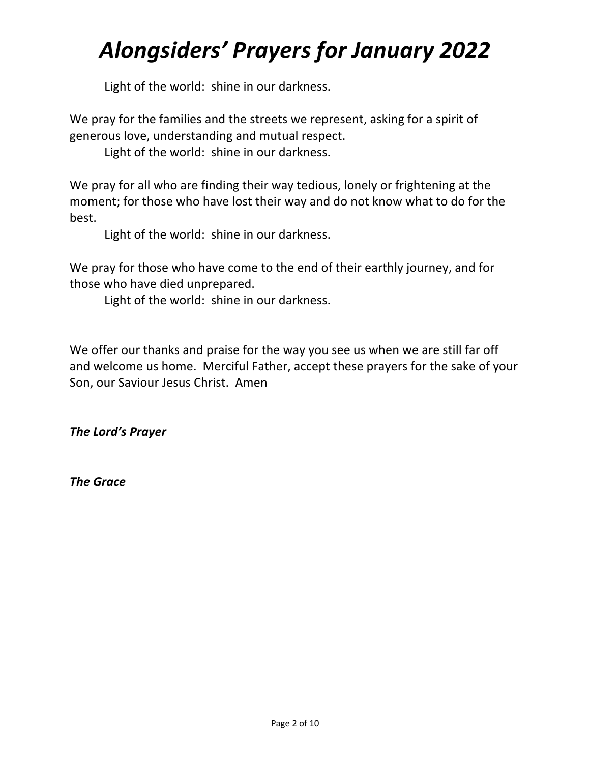# *Alongsiders' Prayers for January 2022*

Light of the world: shine in our darkness.

We pray for the families and the streets we represent, asking for a spirit of generous love, understanding and mutual respect.

Light of the world: shine in our darkness.

We pray for all who are finding their way tedious, lonely or frightening at the moment; for those who have lost their way and do not know what to do for the best.

Light of the world: shine in our darkness.

We pray for those who have come to the end of their earthly journey, and for those who have died unprepared.

Light of the world: shine in our darkness.

We offer our thanks and praise for the way you see us when we are still far off and welcome us home. Merciful Father, accept these prayers for the sake of your Son, our Saviour Jesus Christ. Amen

***The Lord's Prayer***

***The Grace***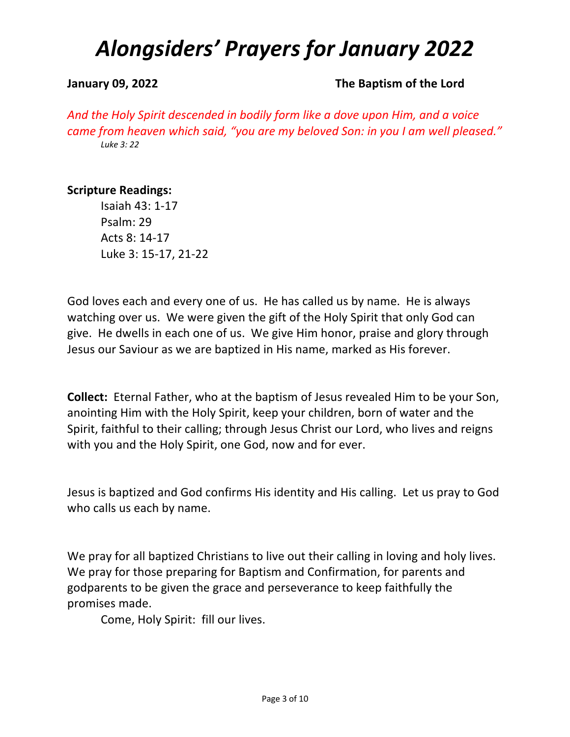# *Alongsiders' Prayers for January 2022*

**January 09, 2022** **The Baptism of the Lord**

*And the Holy Spirit descended in bodily form like a dove upon Him, and a voice came from heaven which said, "you are my beloved Son: in you I am well pleased."*
*Luke 3: 22*

**Scripture Readings:**

Isaiah 43: 1-17
Psalm: 29
Acts 8: 14-17
Luke 3: 15-17, 21-22

God loves each and every one of us. He has called us by name. He is always watching over us. We were given the gift of the Holy Spirit that only God can give. He dwells in each one of us. We give Him honor, praise and glory through Jesus our Saviour as we are baptized in His name, marked as His forever.

**Collect:** Eternal Father, who at the baptism of Jesus revealed Him to be your Son, anointing Him with the Holy Spirit, keep your children, born of water and the Spirit, faithful to their calling; through Jesus Christ our Lord, who lives and reigns with you and the Holy Spirit, one God, now and for ever.

Jesus is baptized and God confirms His identity and His calling. Let us pray to God who calls us each by name.

We pray for all baptized Christians to live out their calling in loving and holy lives. We pray for those preparing for Baptism and Confirmation, for parents and godparents to be given the grace and perseverance to keep faithfully the promises made.

Come, Holy Spirit: fill our lives.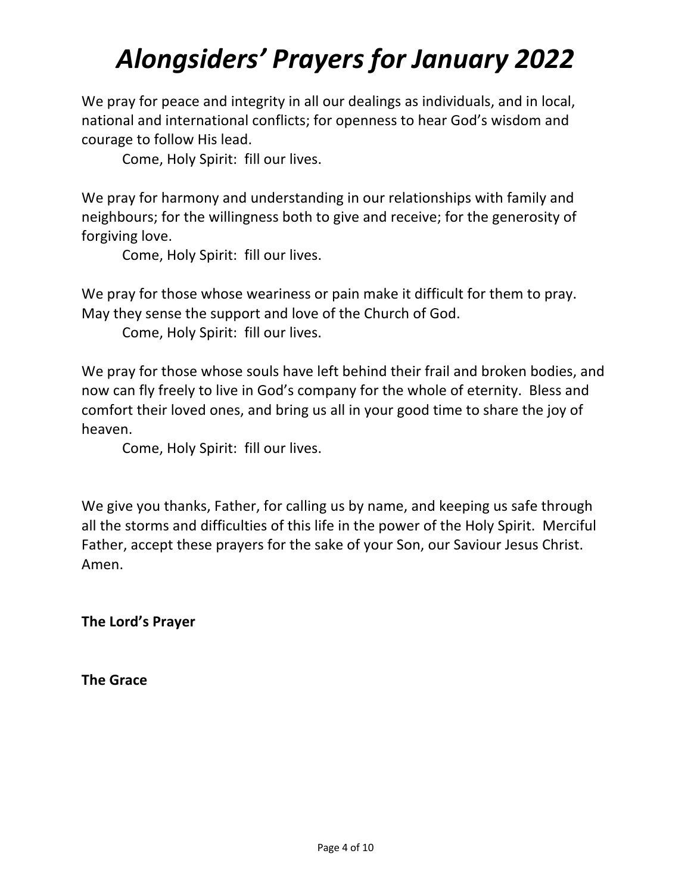# *Alongsiders' Prayers for January 2022*

We pray for peace and integrity in all our dealings as individuals, and in local, national and international conflicts; for openness to hear God's wisdom and courage to follow His lead.

Come, Holy Spirit: fill our lives.

We pray for harmony and understanding in our relationships with family and neighbours; for the willingness both to give and receive; for the generosity of forgiving love.

Come, Holy Spirit: fill our lives.

We pray for those whose weariness or pain make it difficult for them to pray. May they sense the support and love of the Church of God.

Come, Holy Spirit: fill our lives.

We pray for those whose souls have left behind their frail and broken bodies, and now can fly freely to live in God's company for the whole of eternity. Bless and comfort their loved ones, and bring us all in your good time to share the joy of heaven.

Come, Holy Spirit: fill our lives.

We give you thanks, Father, for calling us by name, and keeping us safe through all the storms and difficulties of this life in the power of the Holy Spirit. Merciful Father, accept these prayers for the sake of your Son, our Saviour Jesus Christ. Amen.

**The Lord's Prayer**

**The Grace**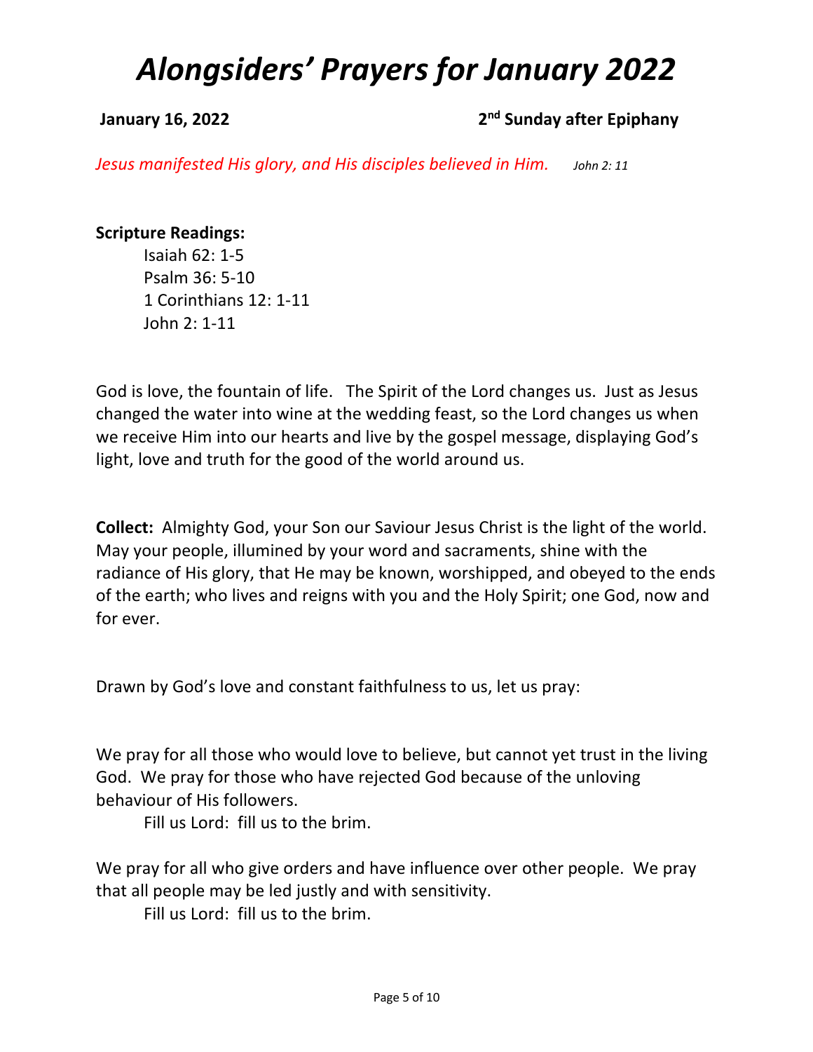# *Alongsiders' Prayers for January 2022*

**January 16, 2022** **2nd Sunday after Epiphany**

*Jesus manifested His glory, and His disciples believed in Him.* *John 2: 11*

**Scripture Readings:**

Isaiah 62: 1-5
Psalm 36: 5-10
1 Corinthians 12: 1-11
John 2: 1-11

God is love, the fountain of life. The Spirit of the Lord changes us. Just as Jesus changed the water into wine at the wedding feast, so the Lord changes us when we receive Him into our hearts and live by the gospel message, displaying God's light, love and truth for the good of the world around us.

**Collect:** Almighty God, your Son our Saviour Jesus Christ is the light of the world. May your people, illumined by your word and sacraments, shine with the radiance of His glory, that He may be known, worshipped, and obeyed to the ends of the earth; who lives and reigns with you and the Holy Spirit; one God, now and for ever.

Drawn by God's love and constant faithfulness to us, let us pray:

We pray for all those who would love to believe, but cannot yet trust in the living God. We pray for those who have rejected God because of the unloving behaviour of His followers.

Fill us Lord: fill us to the brim.

We pray for all who give orders and have influence over other people. We pray that all people may be led justly and with sensitivity.

Fill us Lord: fill us to the brim.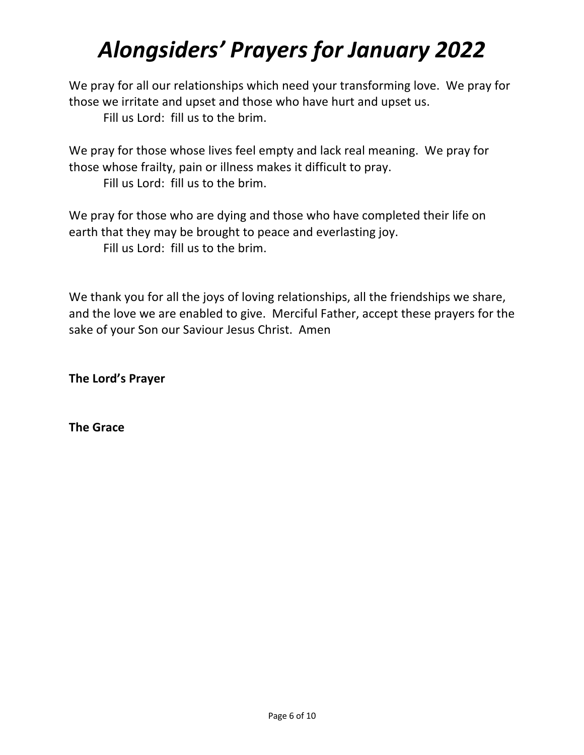# *Alongsiders' Prayers for January 2022*

We pray for all our relationships which need your transforming love. We pray for those we irritate and upset and those who have hurt and upset us.

Fill us Lord: fill us to the brim.

We pray for those whose lives feel empty and lack real meaning. We pray for those whose frailty, pain or illness makes it difficult to pray.

Fill us Lord: fill us to the brim.

We pray for those who are dying and those who have completed their life on earth that they may be brought to peace and everlasting joy.

Fill us Lord: fill us to the brim.

We thank you for all the joys of loving relationships, all the friendships we share, and the love we are enabled to give. Merciful Father, accept these prayers for the sake of your Son our Saviour Jesus Christ. Amen

**The Lord's Prayer**

**The Grace**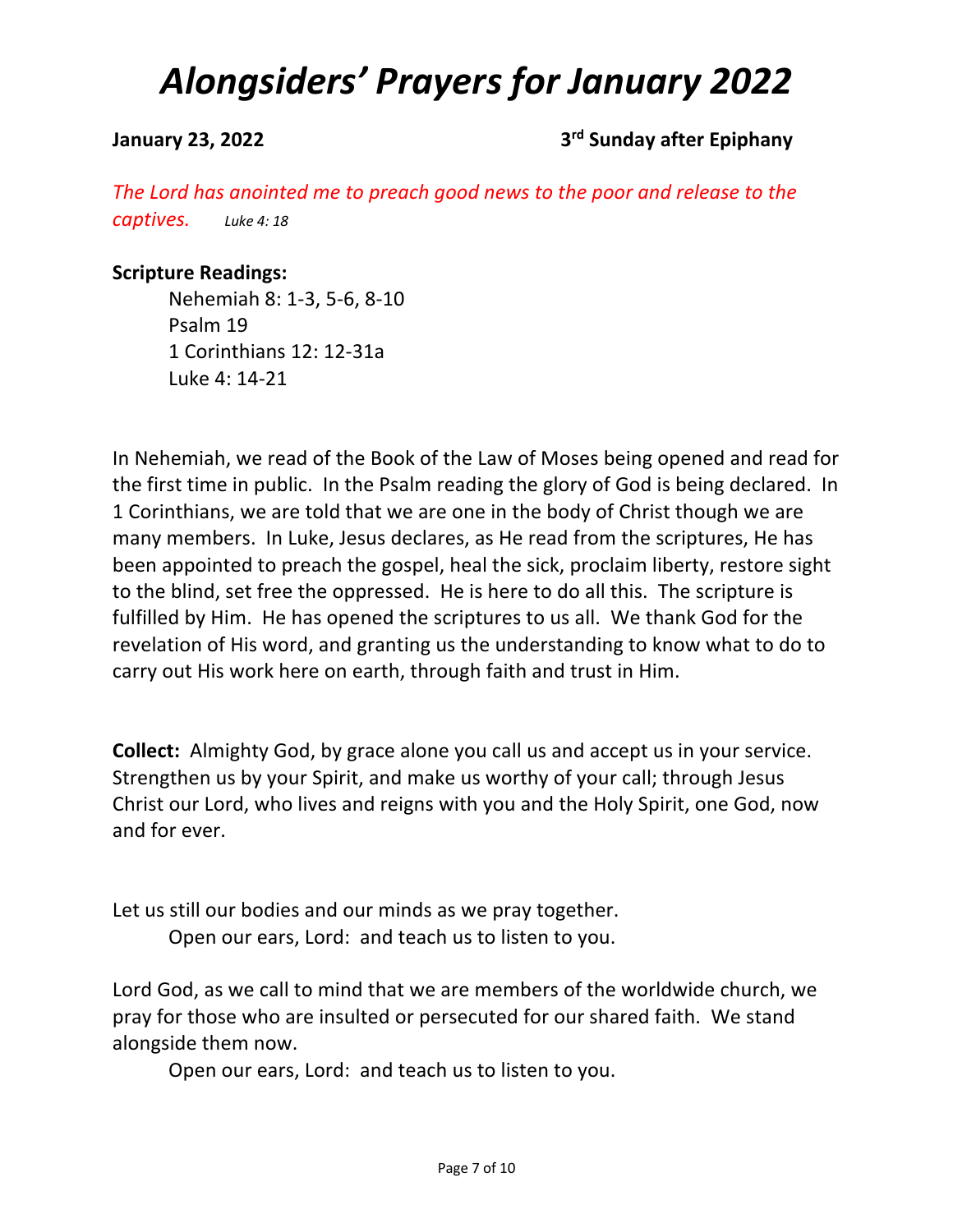# *Alongsiders' Prayers for January 2022*

**January 23, 2022** **3rd Sunday after Epiphany**

*The Lord has anointed me to preach good news to the poor and release to the captives.* *Luke 4: 18*

**Scripture Readings:**

Nehemiah 8: 1-3, 5-6, 8-10
Psalm 19
1 Corinthians 12: 12-31a
Luke 4: 14-21

In Nehemiah, we read of the Book of the Law of Moses being opened and read for the first time in public. In the Psalm reading the glory of God is being declared. In 1 Corinthians, we are told that we are one in the body of Christ though we are many members. In Luke, Jesus declares, as He read from the scriptures, He has been appointed to preach the gospel, heal the sick, proclaim liberty, restore sight to the blind, set free the oppressed. He is here to do all this. The scripture is fulfilled by Him. He has opened the scriptures to us all. We thank God for the revelation of His word, and granting us the understanding to know what to do to carry out His work here on earth, through faith and trust in Him.

**Collect:** Almighty God, by grace alone you call us and accept us in your service. Strengthen us by your Spirit, and make us worthy of your call; through Jesus Christ our Lord, who lives and reigns with you and the Holy Spirit, one God, now and for ever.

Let us still our bodies and our minds as we pray together.

Open our ears, Lord: and teach us to listen to you.

Lord God, as we call to mind that we are members of the worldwide church, we pray for those who are insulted or persecuted for our shared faith. We stand alongside them now.

Open our ears, Lord: and teach us to listen to you.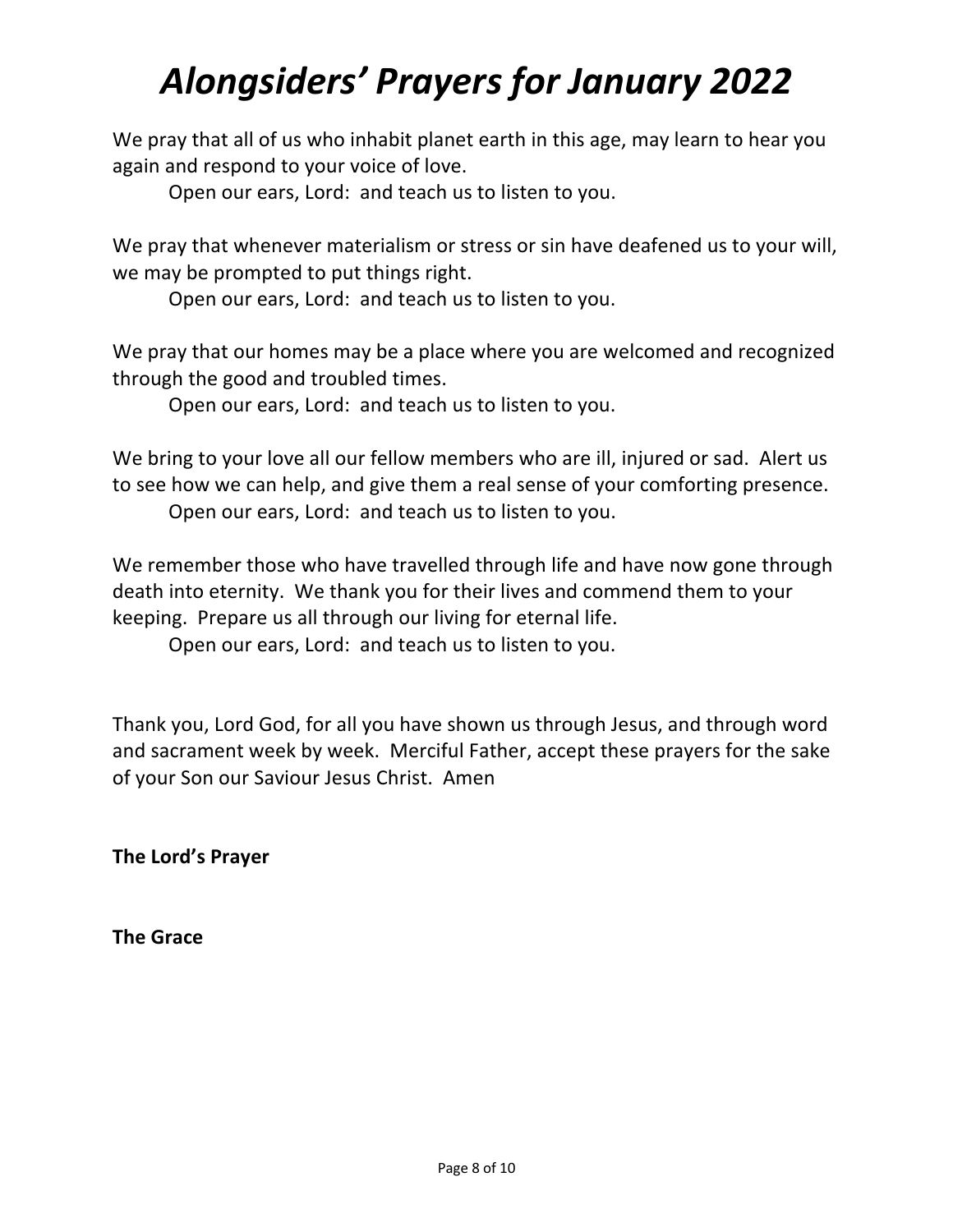# *Alongsiders' Prayers for January 2022*

We pray that all of us who inhabit planet earth in this age, may learn to hear you again and respond to your voice of love.

Open our ears, Lord: and teach us to listen to you.

We pray that whenever materialism or stress or sin have deafened us to your will, we may be prompted to put things right.

Open our ears, Lord: and teach us to listen to you.

We pray that our homes may be a place where you are welcomed and recognized through the good and troubled times.

Open our ears, Lord: and teach us to listen to you.

We bring to your love all our fellow members who are ill, injured or sad. Alert us to see how we can help, and give them a real sense of your comforting presence.

Open our ears, Lord: and teach us to listen to you.

We remember those who have travelled through life and have now gone through death into eternity. We thank you for their lives and commend them to your keeping. Prepare us all through our living for eternal life.

Open our ears, Lord: and teach us to listen to you.

Thank you, Lord God, for all you have shown us through Jesus, and through word and sacrament week by week. Merciful Father, accept these prayers for the sake of your Son our Saviour Jesus Christ. Amen

**The Lord's Prayer**

**The Grace**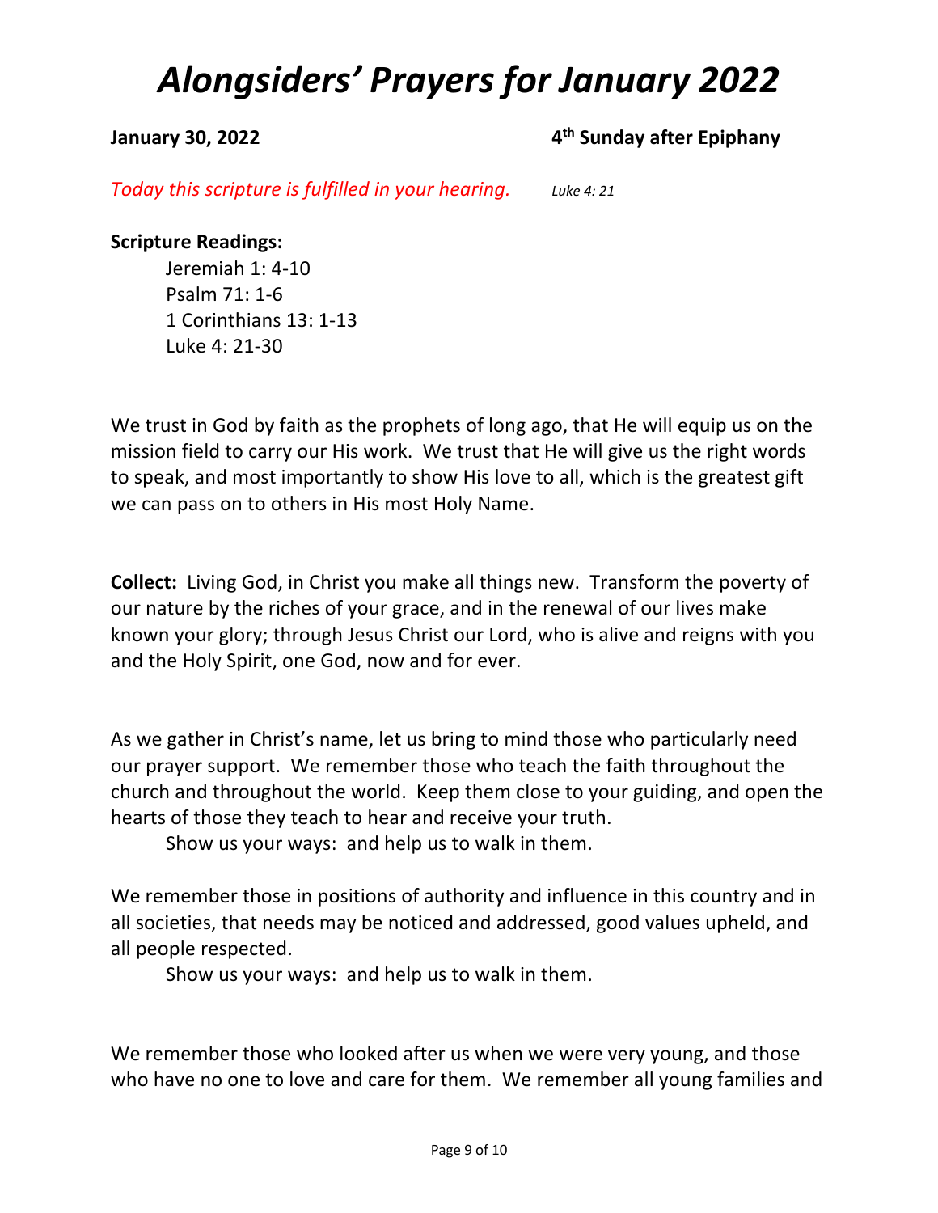# *Alongsiders' Prayers for January 2022*

**January 30, 2022** **4th Sunday after Epiphany**

*Today this scripture is fulfilled in your hearing.* *Luke 4: 21*

**Scripture Readings:**

Jeremiah 1: 4-10
Psalm 71: 1-6
1 Corinthians 13: 1-13
Luke 4: 21-30

We trust in God by faith as the prophets of long ago, that He will equip us on the mission field to carry our His work. We trust that He will give us the right words to speak, and most importantly to show His love to all, which is the greatest gift we can pass on to others in His most Holy Name.

**Collect:** Living God, in Christ you make all things new. Transform the poverty of our nature by the riches of your grace, and in the renewal of our lives make known your glory; through Jesus Christ our Lord, who is alive and reigns with you and the Holy Spirit, one God, now and for ever.

As we gather in Christ's name, let us bring to mind those who particularly need our prayer support. We remember those who teach the faith throughout the church and throughout the world. Keep them close to your guiding, and open the hearts of those they teach to hear and receive your truth.

Show us your ways: and help us to walk in them.

We remember those in positions of authority and influence in this country and in all societies, that needs may be noticed and addressed, good values upheld, and all people respected.

Show us your ways: and help us to walk in them.

We remember those who looked after us when we were very young, and those who have no one to love and care for them. We remember all young families and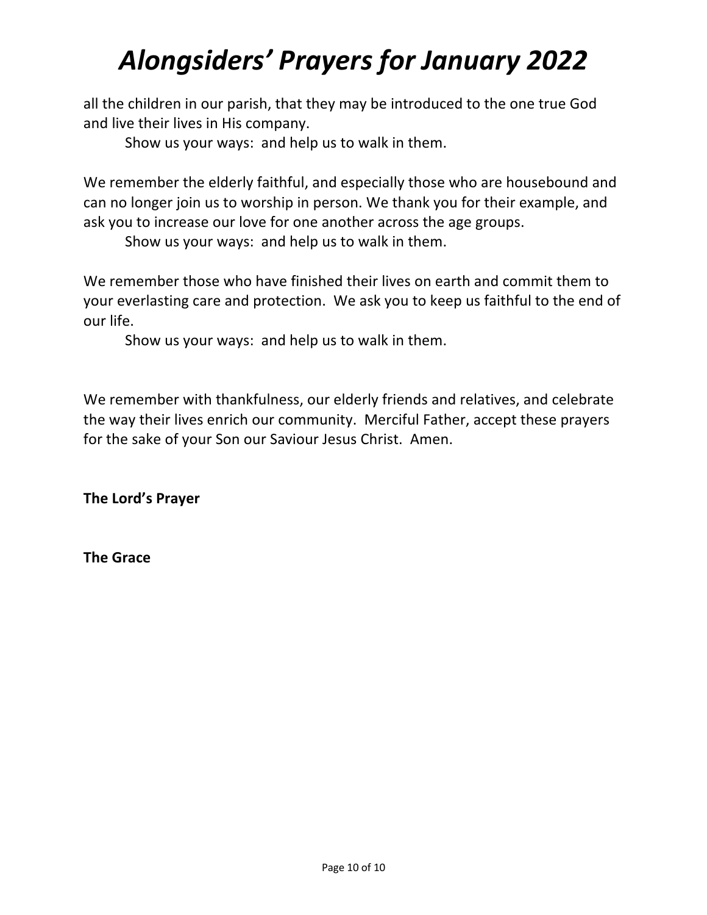all the children in our parish, that they may be introduced to the one true God and live their lives in His company.

Show us your ways: and help us to walk in them.

We remember the elderly faithful, and especially those who are housebound and can no longer join us to worship in person. We thank you for their example, and ask you to increase our love for one another across the age groups.

Show us your ways: and help us to walk in them.

We remember those who have finished their lives on earth and commit them to your everlasting care and protection. We ask you to keep us faithful to the end of our life.

Show us your ways: and help us to walk in them.

We remember with thankfulness, our elderly friends and relatives, and celebrate the way their lives enrich our community. Merciful Father, accept these prayers for the sake of your Son our Saviour Jesus Christ. Amen.

**The Lord's Prayer**

**The Grace**